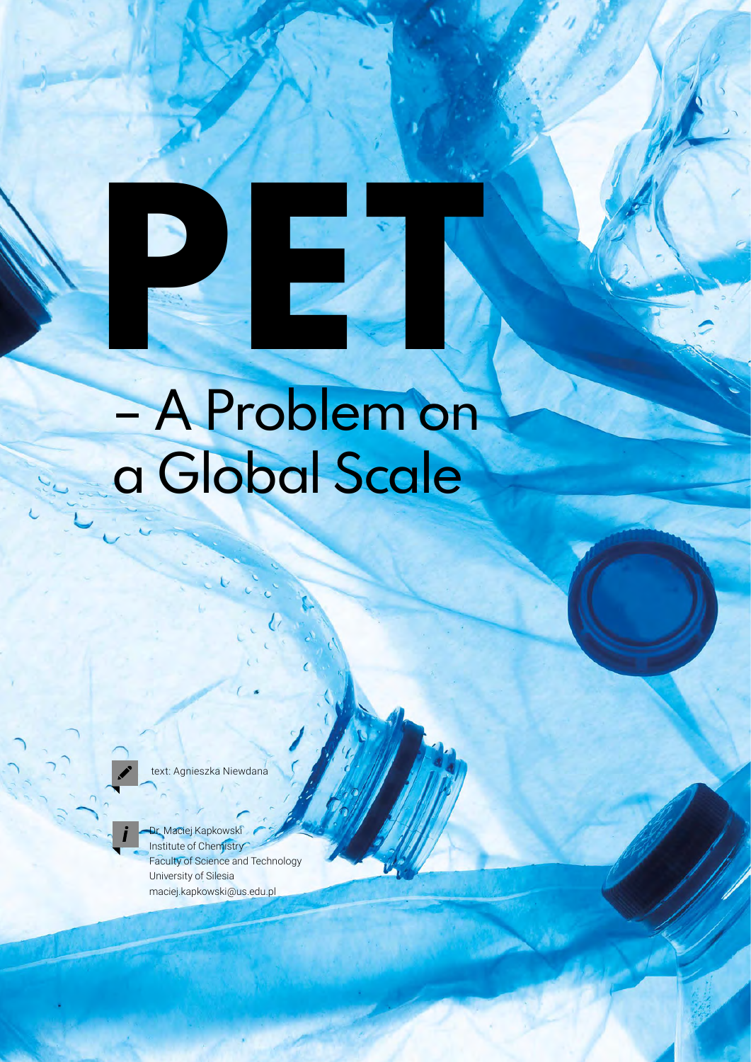# PET – A Problem on a Global Scale

text: Agnieszka Niewdana

Dr. Maciej Kapkowski
Institute of Chemistry
Faculty of Science and Technology
University of Silesia
maciej.kapkowski@us.edu.pl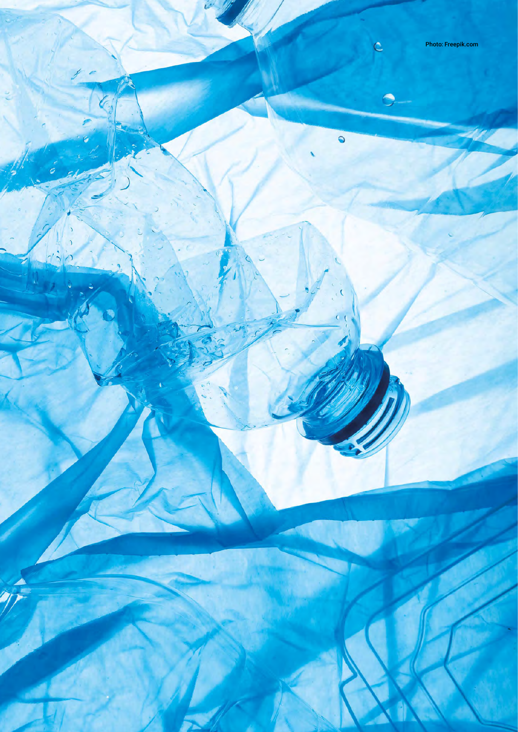Photo: Freepik.com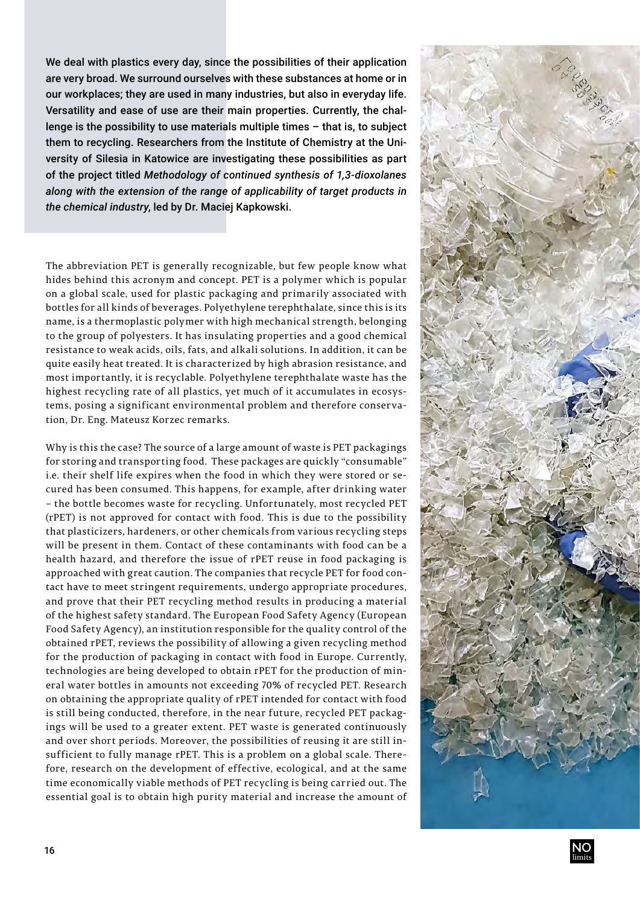We deal with plastics every day, since the possibilities of their application are very broad. We surround ourselves with these substances at home or in our workplaces; they are used in many industries, but also in everyday life. Versatility and ease of use are their main properties. Currently, the challenge is the possibility to use materials multiple times – that is, to subject them to recycling. Researchers from the Institute of Chemistry at the University of Silesia in Katowice are investigating these possibilities as part of the project titled *Methodology of continued synthesis of 1,3-dioxolanes along with the extension of the range of applicability of target products in the chemical industry*, led by Dr. Maciej Kapkowski.

The abbreviation PET is generally recognizable, but few people know what hides behind this acronym and concept. PET is a polymer which is popular on a global scale, used for plastic packaging and primarily associated with bottles for all kinds of beverages. Polyethylene terephthalate, since this is its name, is a thermoplastic polymer with high mechanical strength, belonging to the group of polyesters. It has insulating properties and a good chemical resistance to weak acids, oils, fats, and alkali solutions. In addition, it can be quite easily heat treated. It is characterized by high abrasion resistance, and most importantly, it is recyclable. Polyethylene terephthalate waste has the highest recycling rate of all plastics, yet much of it accumulates in ecosystems, posing a significant environmental problem and therefore conservation, Dr. Eng. Mateusz Korzec remarks.

Why is this the case? The source of a large amount of waste is PET packagings for storing and transporting food. These packages are quickly "consumable" i.e. their shelf life expires when the food in which they were stored or secured has been consumed. This happens, for example, after drinking water – the bottle becomes waste for recycling. Unfortunately, most recycled PET (rPET) is not approved for contact with food. This is due to the possibility that plasticizers, hardeners, or other chemicals from various recycling steps will be present in them. Contact of these contaminants with food can be a health hazard, and therefore the issue of rPET reuse in food packaging is approached with great caution. The companies that recycle PET for food contact have to meet stringent requirements, undergo appropriate procedures, and prove that their PET recycling method results in producing a material of the highest safety standard. The European Food Safety Agency (European Food Safety Agency), an institution responsible for the quality control of the obtained rPET, reviews the possibility of allowing a given recycling method for the production of packaging in contact with food in Europe. Currently, technologies are being developed to obtain rPET for the production of mineral water bottles in amounts not exceeding 70% of recycled PET. Research on obtaining the appropriate quality of rPET intended for contact with food is still being conducted, therefore, in the near future, recycled PET packagings will be used to a greater extent. PET waste is generated continuously and over short periods. Moreover, the possibilities of reusing it are still insufficient to fully manage rPET. This is a problem on a global scale. Therefore, research on the development of effective, ecological, and at the same time economically viable methods of PET recycling is being carried out. The essential goal is to obtain high purity material and increase the amount of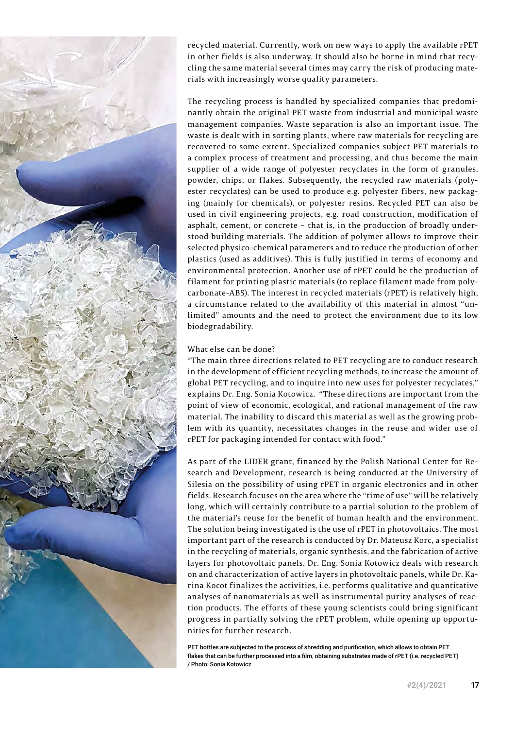recycled material. Currently, work on new ways to apply the available rPET in other fields is also underway. It should also be borne in mind that recycling the same material several times may carry the risk of producing materials with increasingly worse quality parameters.

The recycling process is handled by specialized companies that predominantly obtain the original PET waste from industrial and municipal waste management companies. Waste separation is also an important issue. The waste is dealt with in sorting plants, where raw materials for recycling are recovered to some extent. Specialized companies subject PET materials to a complex process of treatment and processing, and thus become the main supplier of a wide range of polyester recyclates in the form of granules, powder, chips, or flakes. Subsequently, the recycled raw materials (polyester recyclates) can be used to produce e.g. polyester fibers, new packaging (mainly for chemicals), or polyester resins. Recycled PET can also be used in civil engineering projects, e.g. road construction, modification of asphalt, cement, or concrete – that is, in the production of broadly understood building materials. The addition of polymer allows to improve their selected physico-chemical parameters and to reduce the production of other plastics (used as additives). This is fully justified in terms of economy and environmental protection. Another use of rPET could be the production of filament for printing plastic materials (to replace filament made from polycarbonate-ABS). The interest in recycled materials (rPET) is relatively high, a circumstance related to the availability of this material in almost "unlimited" amounts and the need to protect the environment due to its low biodegradability.

What else can be done?

"The main three directions related to PET recycling are to conduct research in the development of efficient recycling methods, to increase the amount of global PET recycling, and to inquire into new uses for polyester recyclates," explains Dr. Eng. Sonia Kotowicz. "These directions are important from the point of view of economic, ecological, and rational management of the raw material. The inability to discard this material as well as the growing problem with its quantity, necessitates changes in the reuse and wider use of rPET for packaging intended for contact with food."

As part of the LIDER grant, financed by the Polish National Center for Research and Development, research is being conducted at the University of Silesia on the possibility of using rPET in organic electronics and in other fields. Research focuses on the area where the "time of use" will be relatively long, which will certainly contribute to a partial solution to the problem of the material's reuse for the benefit of human health and the environment. The solution being investigated is the use of rPET in photovoltaics. The most important part of the research is conducted by Dr. Mateusz Korc, a specialist in the recycling of materials, organic synthesis, and the fabrication of active layers for photovoltaic panels. Dr. Eng. Sonia Kotowicz deals with research on and characterization of active layers in photovoltaic panels, while Dr. Karina Kocot finalizes the activities, i.e. performs qualitative and quantitative analyses of nanomaterials as well as instrumental purity analyses of reaction products. The efforts of these young scientists could bring significant progress in partially solving the rPET problem, while opening up opportunities for further research.

PET bottles are subjected to the process of shredding and purification, which allows to obtain PET flakes that can be further processed into a film, obtaining substrates made of rPET (i.e. recycled PET) / Photo: Sonia Kotowicz